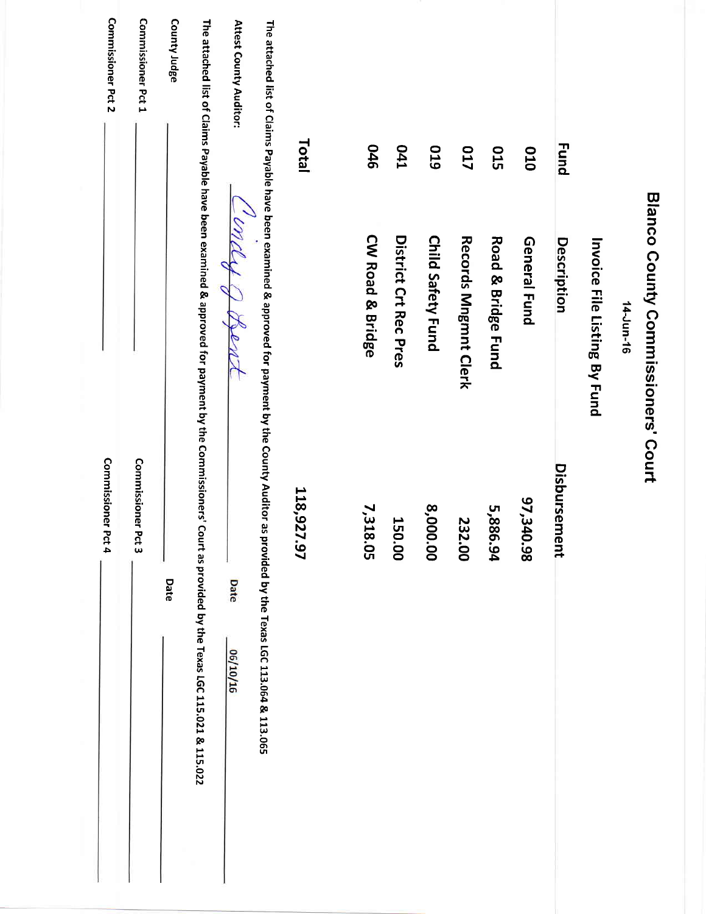# Blanco County Commissioners' Court

14-Jun-16

## Invoice File Listing By Fund

| Fund | Description | Disbursement |
|---|---|---|
| 010 | General Fund | 97,340.98 |
| 015 | Road & Bridge Fund | 5,886.94 |
| 017 | Records Mngmnt Clerk | 232.00 |
| 019 | Child Safety Fund | 8,000.00 |
| 041 | District Crt Rec Pres | 150.00 |
| 046 | CW Road & Bridge | 7,318.05 |
| **Total** | | **118,927.97** |

The attached list of Claims Payable have been examined & approved for payment by the County Auditor as provided by the Texas LGC 113.064 & 113.065

Attest County Auditor: Cindy O Bent    Date 06/10/16

The attached list of Claims Payable have been examined & approved for payment by the Commissioners' Court as provided by the Texas LGC 115.021 & 115.022

County Judge ____________________ Date ____________________

Commissioner Pct 1 ____________________ Commissioner Pct 3 ____________________

Commissioner Pct 2 ____________________ Commissioner Pct 4 ____________________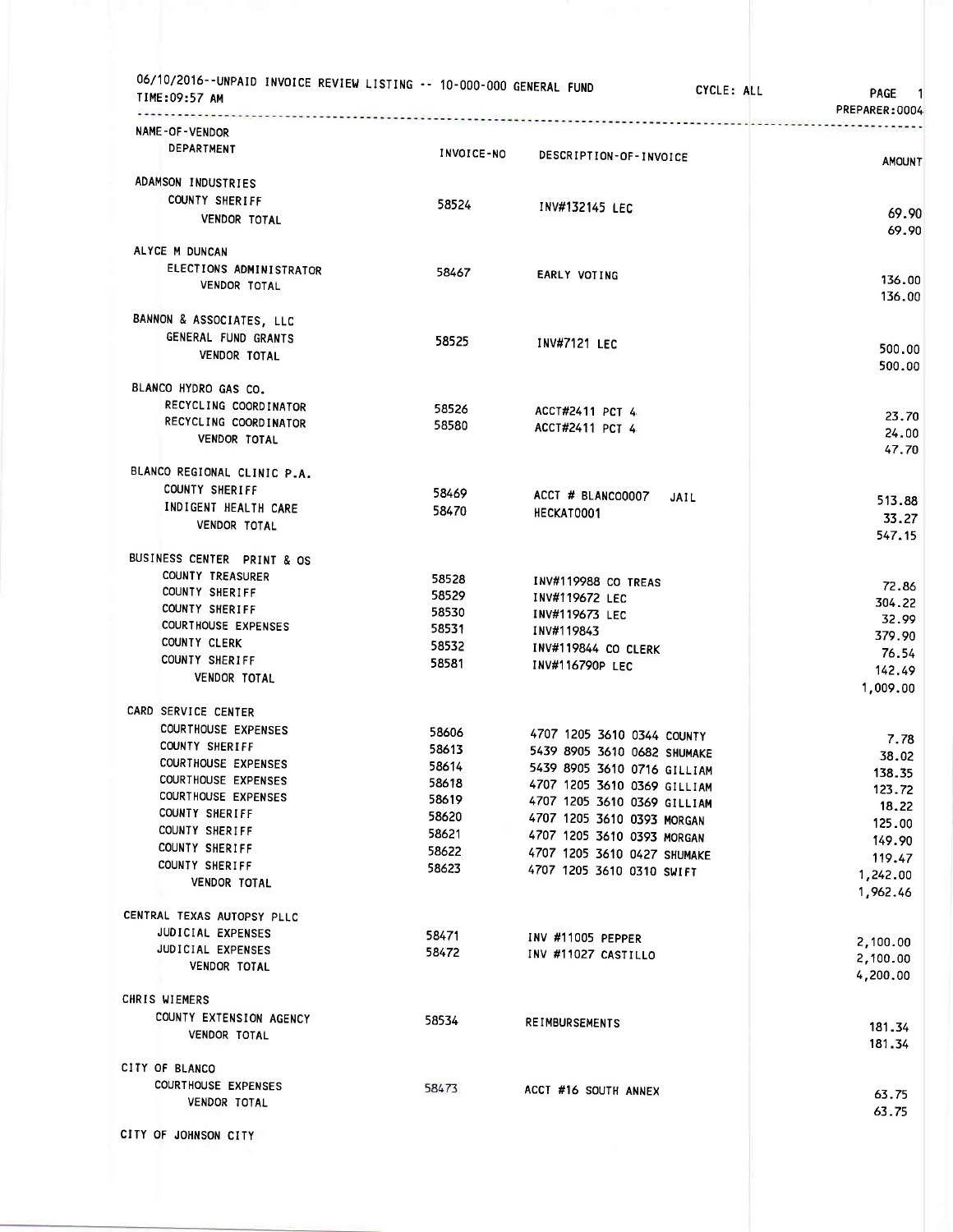06/10/2016--UNPAID INVOICE REVIEW LISTING -- 10-000-000 GENERAL FUND CYCLE: ALL

TIME:09:57 AM PREPARER:0004

| NAME-OF-VENDOR / DEPARTMENT | INVOICE-NO | DESCRIPTION-OF-INVOICE | AMOUNT |
|---|---|---|---|
| ADAMSON INDUSTRIES | | | |
| COUNTY SHERIFF | 58524 | INV#132145 LEC | 69.90 |
| VENDOR TOTAL | | | 69.90 |
| ALYCE M DUNCAN | | | |
| ELECTIONS ADMINISTRATOR | 58467 | EARLY VOTING | 136.00 |
| VENDOR TOTAL | | | 136.00 |
| BANNON & ASSOCIATES, LLC | | | |
| GENERAL FUND GRANTS | 58525 | INV#7121 LEC | 500.00 |
| VENDOR TOTAL | | | 500.00 |
| BLANCO HYDRO GAS CO. | | | |
| RECYCLING COORDINATOR | 58526 | ACCT#2411 PCT 4 | 23.70 |
| RECYCLING COORDINATOR | 58580 | ACCT#2411 PCT 4 | 24.00 |
| VENDOR TOTAL | | | 47.70 |
| BLANCO REGIONAL CLINIC P.A. | | | |
| COUNTY SHERIFF | 58469 | ACCT # BLANCO0007 JAIL | 513.88 |
| INDIGENT HEALTH CARE | 58470 | HECKAT0001 | 33.27 |
| VENDOR TOTAL | | | 547.15 |
| BUSINESS CENTER PRINT & OS | | | |
| COUNTY TREASURER | 58528 | INV#119988 CO TREAS | 72.86 |
| COUNTY SHERIFF | 58529 | INV#119672 LEC | 304.22 |
| COUNTY SHERIFF | 58530 | INV#119673 LEC | 32.99 |
| COURTHOUSE EXPENSES | 58531 | INV#119843 | 379.90 |
| COUNTY CLERK | 58532 | INV#119844 CO CLERK | 76.54 |
| COUNTY SHERIFF | 58581 | INV#116790P LEC | 142.49 |
| VENDOR TOTAL | | | 1,009.00 |
| CARD SERVICE CENTER | | | |
| COURTHOUSE EXPENSES | 58606 | 4707 1205 3610 0344 COUNTY | 7.78 |
| COUNTY SHERIFF | 58613 | 5439 8905 3610 0682 SHUMAKE | 38.02 |
| COURTHOUSE EXPENSES | 58614 | 5439 8905 3610 0716 GILLIAM | 138.35 |
| COURTHOUSE EXPENSES | 58618 | 4707 1205 3610 0369 GILLIAM | 123.72 |
| COURTHOUSE EXPENSES | 58619 | 4707 1205 3610 0369 GILLIAM | 18.22 |
| COUNTY SHERIFF | 58620 | 4707 1205 3610 0393 MORGAN | 125.00 |
| COUNTY SHERIFF | 58621 | 4707 1205 3610 0393 MORGAN | 149.90 |
| COUNTY SHERIFF | 58622 | 4707 1205 3610 0427 SHUMAKE | 119.47 |
| COUNTY SHERIFF | 58623 | 4707 1205 3610 0310 SWIFT | 1,242.00 |
| VENDOR TOTAL | | | 1,962.46 |
| CENTRAL TEXAS AUTOPSY PLLC | | | |
| JUDICIAL EXPENSES | 58471 | INV #11005 PEPPER | 2,100.00 |
| JUDICIAL EXPENSES | 58472 | INV #11027 CASTILLO | 2,100.00 |
| VENDOR TOTAL | | | 4,200.00 |
| CHRIS WIEMERS | | | |
| COUNTY EXTENSION AGENCY | 58534 | REIMBURSEMENTS | 181.34 |
| VENDOR TOTAL | | | 181.34 |
| CITY OF BLANCO | | | |
| COURTHOUSE EXPENSES | 58473 | ACCT #16 SOUTH ANNEX | 63.75 |
| VENDOR TOTAL | | | 63.75 |
| CITY OF JOHNSON CITY | | | |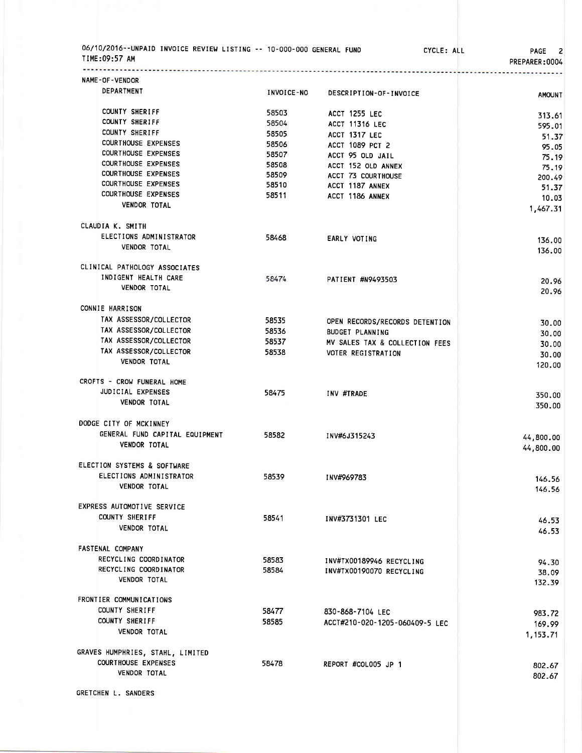06/10/2016--UNPAID INVOICE REVIEW LISTING -- 10-000-000 GENERAL FUND CYCLE: ALL

TIME:09:57 AM PREPARER:0004

| NAME-OF-VENDOR / DEPARTMENT | INVOICE-NO | DESCRIPTION-OF-INVOICE | AMOUNT |
|---|---|---|---|
| COUNTY SHERIFF | 58503 | ACCT 1255 LEC | 313.61 |
| COUNTY SHERIFF | 58504 | ACCT 11316 LEC | 595.01 |
| COUNTY SHERIFF | 58505 | ACCT 1317 LEC | 51.37 |
| COURTHOUSE EXPENSES | 58506 | ACCT 1089 PCT 2 | 95.05 |
| COURTHOUSE EXPENSES | 58507 | ACCT 95 OLD JAIL | 75.19 |
| COURTHOUSE EXPENSES | 58508 | ACCT 152 OLD ANNEX | 75.19 |
| COURTHOUSE EXPENSES | 58509 | ACCT 73 COURTHOUSE | 200.49 |
| COURTHOUSE EXPENSES | 58510 | ACCT 1187 ANNEX | 51.37 |
| COURTHOUSE EXPENSES | 58511 | ACCT 1186 ANNEX | 10.03 |
| VENDOR TOTAL | | | 1,467.31 |
| CLAUDIA K. SMITH | | | |
| ELECTIONS ADMINISTRATOR | 58468 | EARLY VOTING | 136.00 |
| VENDOR TOTAL | | | 136.00 |
| CLINICAL PATHOLOGY ASSOCIATES | | | |
| INDIGENT HEALTH CARE | 58474 | PATIENT #N9493503 | 20.96 |
| VENDOR TOTAL | | | 20.96 |
| CONNIE HARRISON | | | |
| TAX ASSESSOR/COLLECTOR | 58535 | OPEN RECORDS/RECORDS DETENTION | 30.00 |
| TAX ASSESSOR/COLLECTOR | 58536 | BUDGET PLANNING | 30.00 |
| TAX ASSESSOR/COLLECTOR | 58537 | MV SALES TAX & COLLECTION FEES | 30.00 |
| TAX ASSESSOR/COLLECTOR | 58538 | VOTER REGISTRATION | 30.00 |
| VENDOR TOTAL | | | 120.00 |
| CROFTS - CROW FUNERAL HOME | | | |
| JUDICIAL EXPENSES | 58475 | INV #TRADE | 350.00 |
| VENDOR TOTAL | | | 350.00 |
| DODGE CITY OF MCKINNEY | | | |
| GENERAL FUND CAPITAL EQUIPMENT | 58582 | INV#6J315243 | 44,800.00 |
| VENDOR TOTAL | | | 44,800.00 |
| ELECTION SYSTEMS & SOFTWARE | | | |
| ELECTIONS ADMINISTRATOR | 58539 | INV#969783 | 146.56 |
| VENDOR TOTAL | | | 146.56 |
| EXPRESS AUTOMOTIVE SERVICE | | | |
| COUNTY SHERIFF | 58541 | INV#3731301 LEC | 46.53 |
| VENDOR TOTAL | | | 46.53 |
| FASTENAL COMPANY | | | |
| RECYCLING COORDINATOR | 58583 | INV#TX00189946 RECYCLING | 94.30 |
| RECYCLING COORDINATOR | 58584 | INV#TX00190070 RECYCLING | 38.09 |
| VENDOR TOTAL | | | 132.39 |
| FRONTIER COMMUNICATIONS | | | |
| COUNTY SHERIFF | 58477 | 830-868-7104 LEC | 983.72 |
| COUNTY SHERIFF | 58585 | ACCT#210-020-1205-060409-5 LEC | 169.99 |
| VENDOR TOTAL | | | 1,153.71 |
| GRAVES HUMPHRIES, STAHL, LIMITED | | | |
| COURTHOUSE EXPENSES | 58478 | REPORT #COL005 JP 1 | 802.67 |
| VENDOR TOTAL | | | 802.67 |
| GRETCHEN L. SANDERS | | | |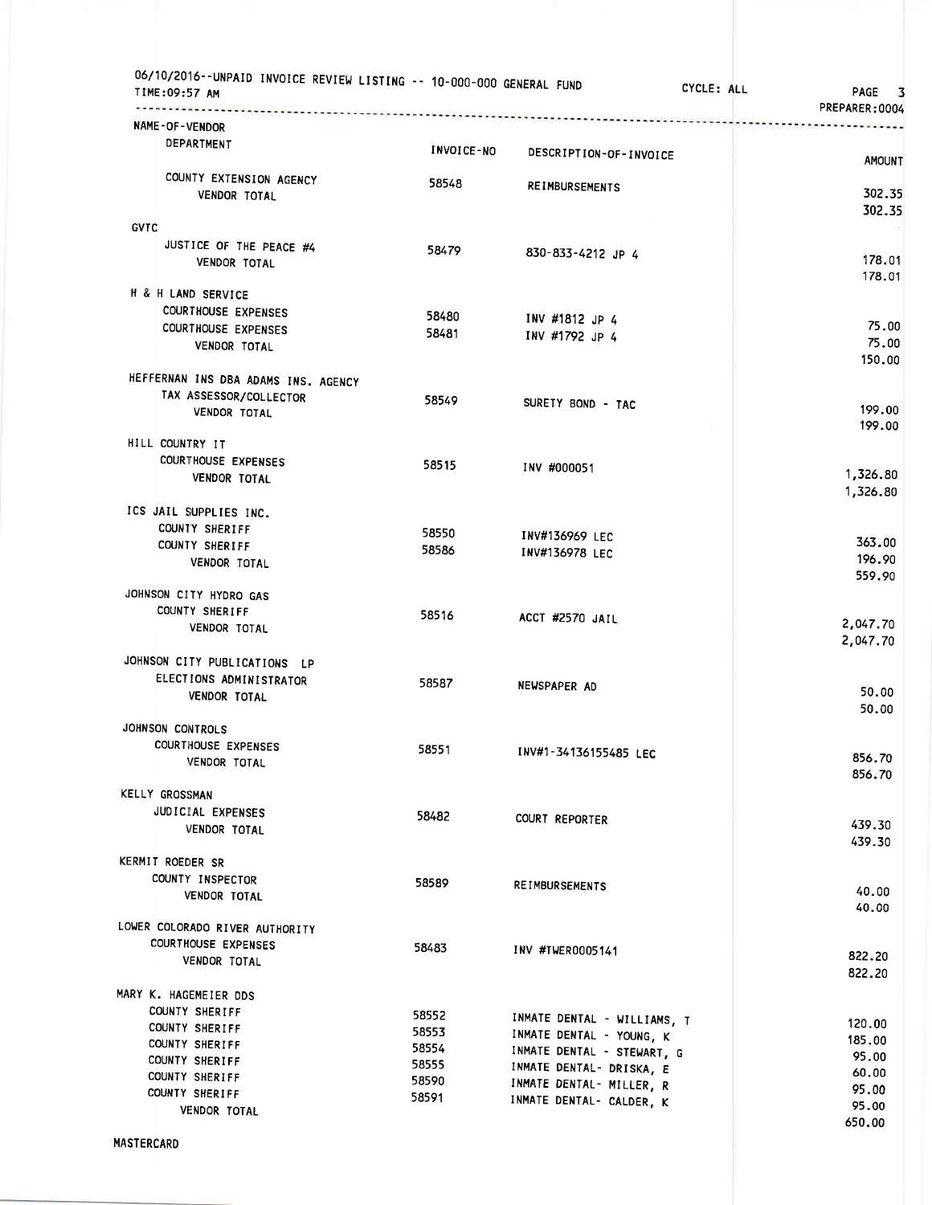06/10/2016--UNPAID INVOICE REVIEW LISTING -- 10-000-000 GENERAL FUND    CYCLE: ALL

TIME:09:57 AM    PREPARER:0004

| NAME-OF-VENDOR / DEPARTMENT | INVOICE-NO | DESCRIPTION-OF-INVOICE | AMOUNT |
|---|---|---|---|
| COUNTY EXTENSION AGENCY | 58548 | REIMBURSEMENTS | 302.35 |
| VENDOR TOTAL | | | 302.35 |
| **GVTC** | | | |
| JUSTICE OF THE PEACE #4 | 58479 | 830-833-4212 JP 4 | 178.01 |
| VENDOR TOTAL | | | 178.01 |
| **H & H LAND SERVICE** | | | |
| COURTHOUSE EXPENSES | 58480 | INV #1812 JP 4 | 75.00 |
| COURTHOUSE EXPENSES | 58481 | INV #1792 JP 4 | 75.00 |
| VENDOR TOTAL | | | 150.00 |
| **HEFFERNAN INS DBA ADAMS INS. AGENCY** | | | |
| TAX ASSESSOR/COLLECTOR | 58549 | SURETY BOND - TAC | 199.00 |
| VENDOR TOTAL | | | 199.00 |
| **HILL COUNTRY IT** | | | |
| COURTHOUSE EXPENSES | 58515 | INV #000051 | 1,326.80 |
| VENDOR TOTAL | | | 1,326.80 |
| **ICS JAIL SUPPLIES INC.** | | | |
| COUNTY SHERIFF | 58550 | INV#136969 LEC | 363.00 |
| COUNTY SHERIFF | 58586 | INV#136978 LEC | 196.90 |
| VENDOR TOTAL | | | 559.90 |
| **JOHNSON CITY HYDRO GAS** | | | |
| COUNTY SHERIFF | 58516 | ACCT #2570 JAIL | 2,047.70 |
| VENDOR TOTAL | | | 2,047.70 |
| **JOHNSON CITY PUBLICATIONS LP** | | | |
| ELECTIONS ADMINISTRATOR | 58587 | NEWSPAPER AD | 50.00 |
| VENDOR TOTAL | | | 50.00 |
| **JOHNSON CONTROLS** | | | |
| COURTHOUSE EXPENSES | 58551 | INV#1-34136155485 LEC | 856.70 |
| VENDOR TOTAL | | | 856.70 |
| **KELLY GROSSMAN** | | | |
| JUDICIAL EXPENSES | 58482 | COURT REPORTER | 439.30 |
| VENDOR TOTAL | | | 439.30 |
| **KERMIT ROEDER SR** | | | |
| COUNTY INSPECTOR | 58589 | REIMBURSEMENTS | 40.00 |
| VENDOR TOTAL | | | 40.00 |
| **LOWER COLORADO RIVER AUTHORITY** | | | |
| COURTHOUSE EXPENSES | 58483 | INV #TWER0005141 | 822.20 |
| VENDOR TOTAL | | | 822.20 |
| **MARY K. HAGEMEIER DDS** | | | |
| COUNTY SHERIFF | 58552 | INMATE DENTAL - WILLIAMS, T | 120.00 |
| COUNTY SHERIFF | 58553 | INMATE DENTAL - YOUNG, K | 185.00 |
| COUNTY SHERIFF | 58554 | INMATE DENTAL - STEWART, G | 95.00 |
| COUNTY SHERIFF | 58555 | INMATE DENTAL- DRISKA, E | 60.00 |
| COUNTY SHERIFF | 58590 | INMATE DENTAL- MILLER, R | 95.00 |
| COUNTY SHERIFF | 58591 | INMATE DENTAL- CALDER, K | 95.00 |
| VENDOR TOTAL | | | 650.00 |
| **MASTERCARD** | | | |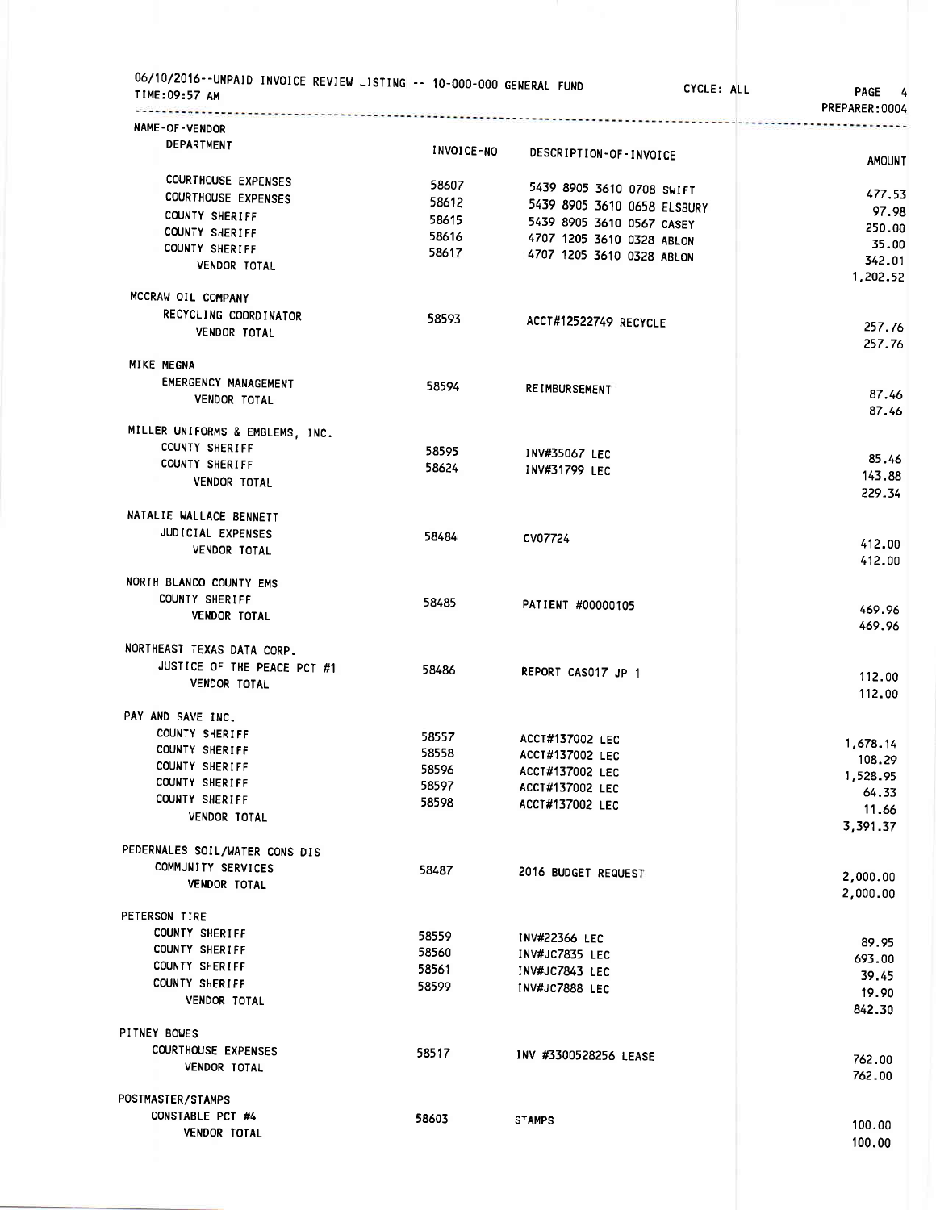06/10/2016--UNPAID INVOICE REVIEW LISTING -- 10-000-000 GENERAL FUND CYCLE: ALL
TIME:09:57 AM PREPARER:0004

| NAME-OF-VENDOR / DEPARTMENT | INVOICE-NO | DESCRIPTION-OF-INVOICE | AMOUNT |
|---|---|---|---|
| COURTHOUSE EXPENSES | 58607 | 5439 8905 3610 0708 SWIFT | 477.53 |
| COURTHOUSE EXPENSES | 58612 | 5439 8905 3610 0658 ELSBURY | 97.98 |
| COUNTY SHERIFF | 58615 | 5439 8905 3610 0567 CASEY | 250.00 |
| COUNTY SHERIFF | 58616 | 4707 1205 3610 0328 ABLON | 35.00 |
| COUNTY SHERIFF | 58617 | 4707 1205 3610 0328 ABLON | 342.01 |
| VENDOR TOTAL | | | 1,202.52 |
| **MCCRAW OIL COMPANY** | | | |
| RECYCLING COORDINATOR | 58593 | ACCT#12522749 RECYCLE | 257.76 |
| VENDOR TOTAL | | | 257.76 |
| **MIKE MEGNA** | | | |
| EMERGENCY MANAGEMENT | 58594 | REIMBURSEMENT | 87.46 |
| VENDOR TOTAL | | | 87.46 |
| **MILLER UNIFORMS & EMBLEMS, INC.** | | | |
| COUNTY SHERIFF | 58595 | INV#35067 LEC | 85.46 |
| COUNTY SHERIFF | 58624 | INV#31799 LEC | 143.88 |
| VENDOR TOTAL | | | 229.34 |
| **NATALIE WALLACE BENNETT** | | | |
| JUDICIAL EXPENSES | 58484 | CV07724 | 412.00 |
| VENDOR TOTAL | | | 412.00 |
| **NORTH BLANCO COUNTY EMS** | | | |
| COUNTY SHERIFF | 58485 | PATIENT #00000105 | 469.96 |
| VENDOR TOTAL | | | 469.96 |
| **NORTHEAST TEXAS DATA CORP.** | | | |
| JUSTICE OF THE PEACE PCT #1 | 58486 | REPORT CAS017 JP 1 | 112.00 |
| VENDOR TOTAL | | | 112.00 |
| **PAY AND SAVE INC.** | | | |
| COUNTY SHERIFF | 58557 | ACCT#137002 LEC | 1,678.14 |
| COUNTY SHERIFF | 58558 | ACCT#137002 LEC | 108.29 |
| COUNTY SHERIFF | 58596 | ACCT#137002 LEC | 1,528.95 |
| COUNTY SHERIFF | 58597 | ACCT#137002 LEC | 64.33 |
| COUNTY SHERIFF | 58598 | ACCT#137002 LEC | 11.66 |
| VENDOR TOTAL | | | 3,391.37 |
| **PEDERNALES SOIL/WATER CONS DIS** | | | |
| COMMUNITY SERVICES | 58487 | 2016 BUDGET REQUEST | 2,000.00 |
| VENDOR TOTAL | | | 2,000.00 |
| **PETERSON TIRE** | | | |
| COUNTY SHERIFF | 58559 | INV#22366 LEC | 89.95 |
| COUNTY SHERIFF | 58560 | INV#JC7835 LEC | 693.00 |
| COUNTY SHERIFF | 58561 | INV#JC7843 LEC | 39.45 |
| COUNTY SHERIFF | 58599 | INV#JC7888 LEC | 19.90 |
| VENDOR TOTAL | | | 842.30 |
| **PITNEY BOWES** | | | |
| COURTHOUSE EXPENSES | 58517 | INV #3300528256 LEASE | 762.00 |
| VENDOR TOTAL | | | 762.00 |
| **POSTMASTER/STAMPS** | | | |
| CONSTABLE PCT #4 | 58603 | STAMPS | 100.00 |
| VENDOR TOTAL | | | 100.00 |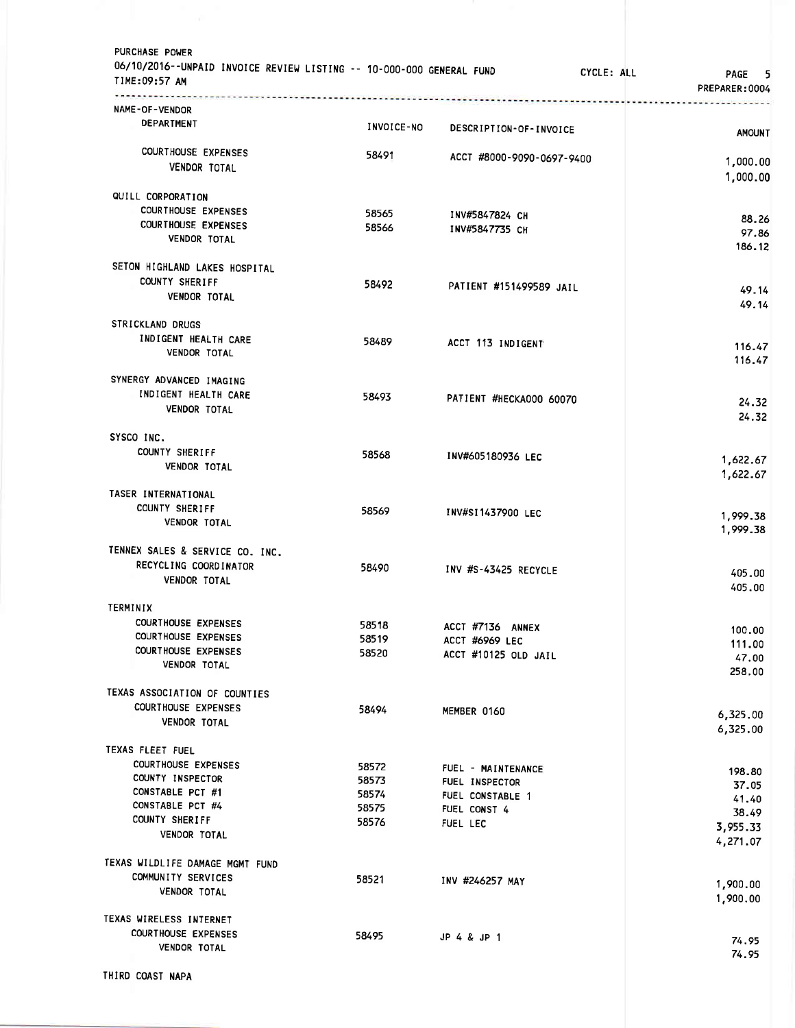PURCHASE POWER
06/10/2016--UNPAID INVOICE REVIEW LISTING -- 10-000-000 GENERAL FUND CYCLE: ALL PAGE 5
TIME:09:57 AM PREPARER:0004

| NAME-OF-VENDOR / DEPARTMENT | INVOICE-NO | DESCRIPTION-OF-INVOICE | AMOUNT |
|---|---|---|---|
| COURTHOUSE EXPENSES | 58491 | ACCT #8000-9090-0697-9400 | 1,000.00 |
| VENDOR TOTAL | | | 1,000.00 |
| QUILL CORPORATION | | | |
| COURTHOUSE EXPENSES | 58565 | INV#5847824 CH | 88.26 |
| COURTHOUSE EXPENSES | 58566 | INV#5847735 CH | 97.86 |
| VENDOR TOTAL | | | 186.12 |
| SETON HIGHLAND LAKES HOSPITAL | | | |
| COUNTY SHERIFF | 58492 | PATIENT #151499589 JAIL | 49.14 |
| VENDOR TOTAL | | | 49.14 |
| STRICKLAND DRUGS | | | |
| INDIGENT HEALTH CARE | 58489 | ACCT 113 INDIGENT | 116.47 |
| VENDOR TOTAL | | | 116.47 |
| SYNERGY ADVANCED IMAGING | | | |
| INDIGENT HEALTH CARE | 58493 | PATIENT #HECKA000 60070 | 24.32 |
| VENDOR TOTAL | | | 24.32 |
| SYSCO INC. | | | |
| COUNTY SHERIFF | 58568 | INV#605180936 LEC | 1,622.67 |
| VENDOR TOTAL | | | 1,622.67 |
| TASER INTERNATIONAL | | | |
| COUNTY SHERIFF | 58569 | INV#SI1437900 LEC | 1,999.38 |
| VENDOR TOTAL | | | 1,999.38 |
| TENNEX SALES & SERVICE CO. INC. | | | |
| RECYCLING COORDINATOR | 58490 | INV #S-43425 RECYCLE | 405.00 |
| VENDOR TOTAL | | | 405.00 |
| TERMINIX | | | |
| COURTHOUSE EXPENSES | 58518 | ACCT #7136 ANNEX | 100.00 |
| COURTHOUSE EXPENSES | 58519 | ACCT #6969 LEC | 111.00 |
| COURTHOUSE EXPENSES | 58520 | ACCT #10125 OLD JAIL | 47.00 |
| VENDOR TOTAL | | | 258.00 |
| TEXAS ASSOCIATION OF COUNTIES | | | |
| COURTHOUSE EXPENSES | 58494 | MEMBER 0160 | 6,325.00 |
| VENDOR TOTAL | | | 6,325.00 |
| TEXAS FLEET FUEL | | | |
| COURTHOUSE EXPENSES | 58572 | FUEL - MAINTENANCE | 198.80 |
| COUNTY INSPECTOR | 58573 | FUEL INSPECTOR | 37.05 |
| CONSTABLE PCT #1 | 58574 | FUEL CONSTABLE 1 | 41.40 |
| CONSTABLE PCT #4 | 58575 | FUEL CONST 4 | 38.49 |
| COUNTY SHERIFF | 58576 | FUEL LEC | 3,955.33 |
| VENDOR TOTAL | | | 4,271.07 |
| TEXAS WILDLIFE DAMAGE MGMT FUND | | | |
| COMMUNITY SERVICES | 58521 | INV #246257 MAY | 1,900.00 |
| VENDOR TOTAL | | | 1,900.00 |
| TEXAS WIRELESS INTERNET | | | |
| COURTHOUSE EXPENSES | 58495 | JP 4 & JP 1 | 74.95 |
| VENDOR TOTAL | | | 74.95 |
| THIRD COAST NAPA | | | |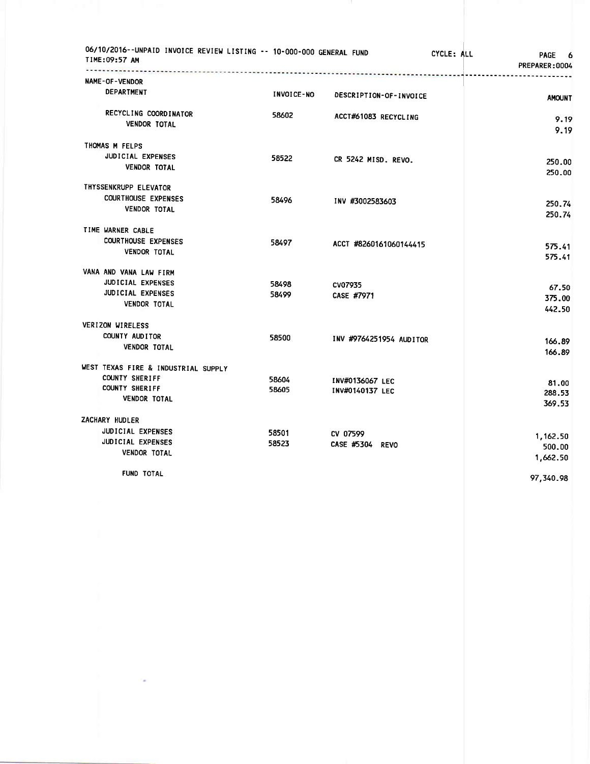06/10/2016--UNPAID INVOICE REVIEW LISTING -- 10-000-000 GENERAL FUND CYCLE: ALL
TIME:09:57 AM PREPARER:0004

| NAME-OF-VENDOR / DEPARTMENT | INVOICE-NO | DESCRIPTION-OF-INVOICE | AMOUNT |
|---|---|---|---|
| RECYCLING COORDINATOR | 58602 | ACCT#61083 RECYCLING | 9.19 |
| VENDOR TOTAL | | | 9.19 |
| THOMAS M FELPS | | | |
| JUDICIAL EXPENSES | 58522 | CR 5242 MISD. REVO. | 250.00 |
| VENDOR TOTAL | | | 250.00 |
| THYSSENKRUPP ELEVATOR | | | |
| COURTHOUSE EXPENSES | 58496 | INV #3002583603 | 250.74 |
| VENDOR TOTAL | | | 250.74 |
| TIME WARNER CABLE | | | |
| COURTHOUSE EXPENSES | 58497 | ACCT #8260161060144415 | 575.41 |
| VENDOR TOTAL | | | 575.41 |
| VANA AND VANA LAW FIRM | | | |
| JUDICIAL EXPENSES | 58498 | CV07935 | 67.50 |
| JUDICIAL EXPENSES | 58499 | CASE #7971 | 375.00 |
| VENDOR TOTAL | | | 442.50 |
| VERIZON WIRELESS | | | |
| COUNTY AUDITOR | 58500 | INV #9764251954 AUDITOR | 166.89 |
| VENDOR TOTAL | | | 166.89 |
| WEST TEXAS FIRE & INDUSTRIAL SUPPLY | | | |
| COUNTY SHERIFF | 58604 | INV#0136067 LEC | 81.00 |
| COUNTY SHERIFF | 58605 | INV#0140137 LEC | 288.53 |
| VENDOR TOTAL | | | 369.53 |
| ZACHARY HUDLER | | | |
| JUDICIAL EXPENSES | 58501 | CV 07599 | 1,162.50 |
| JUDICIAL EXPENSES | 58523 | CASE #5304 REVO | 500.00 |
| VENDOR TOTAL | | | 1,662.50 |
| FUND TOTAL | | | 97,340.98 |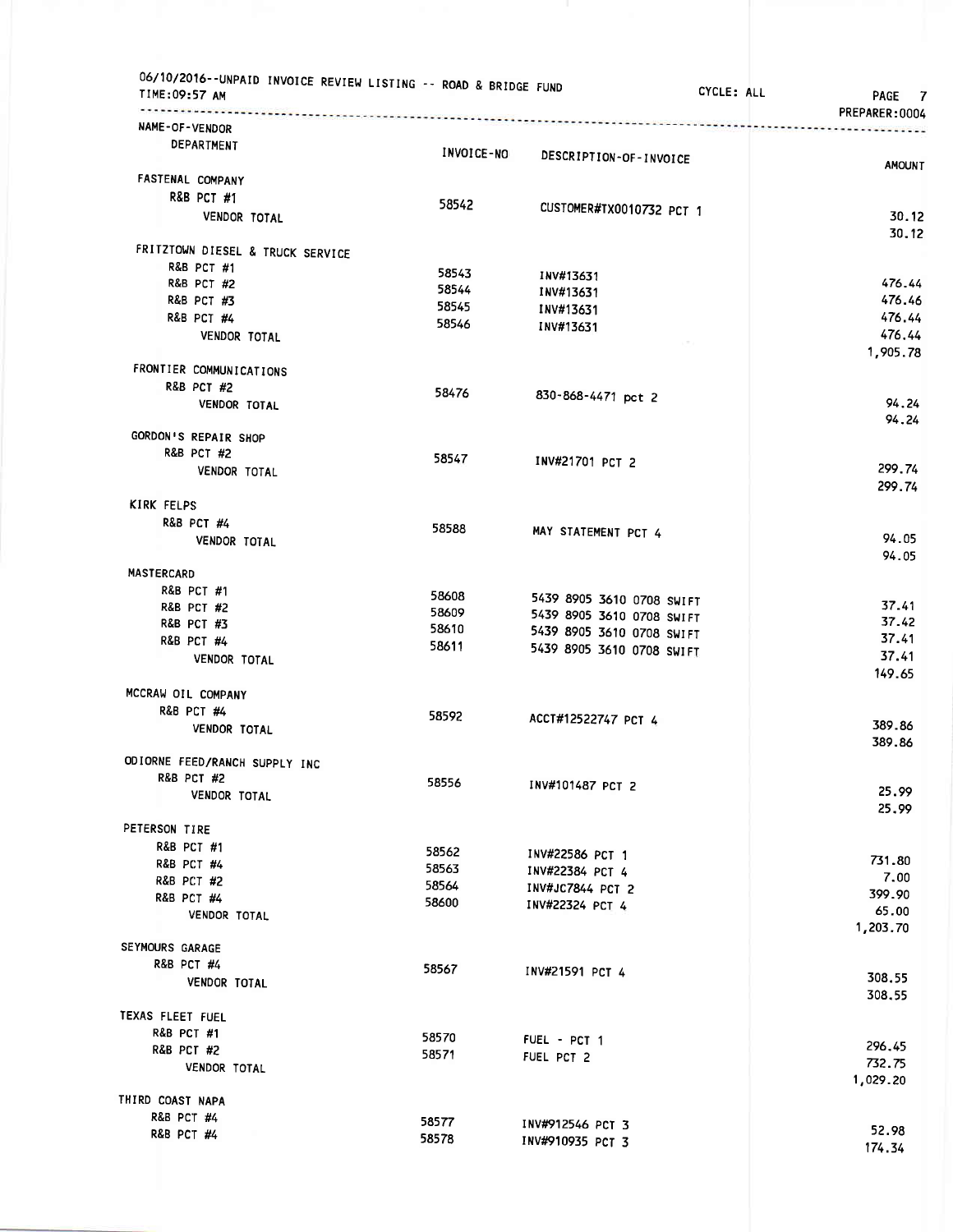06/10/2016--UNPAID INVOICE REVIEW LISTING -- ROAD & BRIDGE FUND
TIME:09:57 AM

CYCLE: ALL

PREPARER:0004

| NAME-OF-VENDOR / DEPARTMENT | INVOICE-NO | DESCRIPTION-OF-INVOICE | AMOUNT |
|---|---|---|---|
| FASTENAL COMPANY | | | |
| R&B PCT #1 | 58542 | CUSTOMER#TX0010732 PCT 1 | 30.12 |
| VENDOR TOTAL | | | 30.12 |
| FRITZTOWN DIESEL & TRUCK SERVICE | | | |
| R&B PCT #1 | 58543 | INV#13631 | 476.44 |
| R&B PCT #2 | 58544 | INV#13631 | 476.46 |
| R&B PCT #3 | 58545 | INV#13631 | 476.44 |
| R&B PCT #4 | 58546 | INV#13631 | 476.44 |
| VENDOR TOTAL | | | 1,905.78 |
| FRONTIER COMMUNICATIONS | | | |
| R&B PCT #2 | 58476 | 830-868-4471 pct 2 | 94.24 |
| VENDOR TOTAL | | | 94.24 |
| GORDON'S REPAIR SHOP | | | |
| R&B PCT #2 | 58547 | INV#21701 PCT 2 | 299.74 |
| VENDOR TOTAL | | | 299.74 |
| KIRK FELPS | | | |
| R&B PCT #4 | 58588 | MAY STATEMENT PCT 4 | 94.05 |
| VENDOR TOTAL | | | 94.05 |
| MASTERCARD | | | |
| R&B PCT #1 | 58608 | 5439 8905 3610 0708 SWIFT | 37.41 |
| R&B PCT #2 | 58609 | 5439 8905 3610 0708 SWIFT | 37.42 |
| R&B PCT #3 | 58610 | 5439 8905 3610 0708 SWIFT | 37.41 |
| R&B PCT #4 | 58611 | 5439 8905 3610 0708 SWIFT | 37.41 |
| VENDOR TOTAL | | | 149.65 |
| MCCRAW OIL COMPANY | | | |
| R&B PCT #4 | 58592 | ACCT#12522747 PCT 4 | 389.86 |
| VENDOR TOTAL | | | 389.86 |
| ODIORNE FEED/RANCH SUPPLY INC | | | |
| R&B PCT #2 | 58556 | INV#101487 PCT 2 | 25.99 |
| VENDOR TOTAL | | | 25.99 |
| PETERSON TIRE | | | |
| R&B PCT #1 | 58562 | INV#22586 PCT 1 | 731.80 |
| R&B PCT #4 | 58563 | INV#22384 PCT 4 | 7.00 |
| R&B PCT #2 | 58564 | INV#JC7844 PCT 2 | 399.90 |
| R&B PCT #4 | 58600 | INV#22324 PCT 4 | 65.00 |
| VENDOR TOTAL | | | 1,203.70 |
| SEYMOURS GARAGE | | | |
| R&B PCT #4 | 58567 | INV#21591 PCT 4 | 308.55 |
| VENDOR TOTAL | | | 308.55 |
| TEXAS FLEET FUEL | | | |
| R&B PCT #1 | 58570 | FUEL - PCT 1 | 296.45 |
| R&B PCT #2 | 58571 | FUEL PCT 2 | 732.75 |
| VENDOR TOTAL | | | 1,029.20 |
| THIRD COAST NAPA | | | |
| R&B PCT #4 | 58577 | INV#912546 PCT 3 | 52.98 |
| R&B PCT #4 | 58578 | INV#910935 PCT 3 | 174.34 |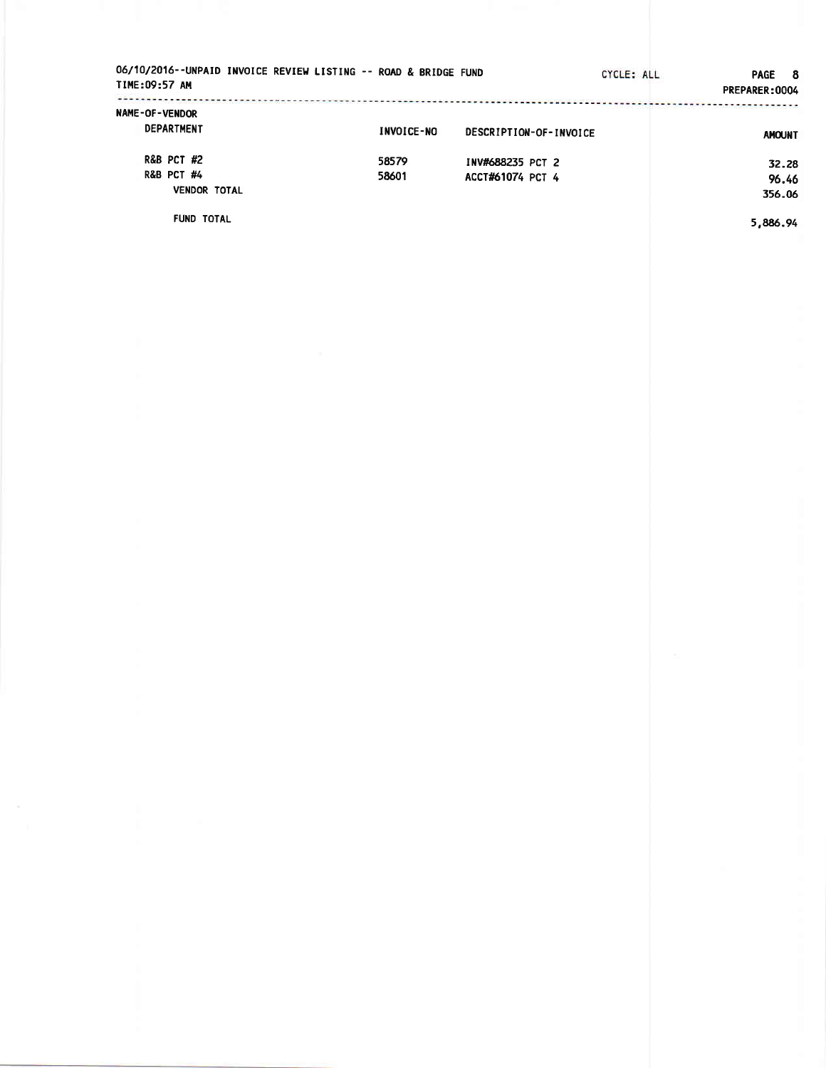06/10/2016--UNPAID INVOICE REVIEW LISTING -- ROAD & BRIDGE FUND CYCLE: ALL
TIME:09:57 AM PREPARER:0004

| NAME-OF-VENDOR DEPARTMENT | INVOICE-NO | DESCRIPTION-OF-INVOICE | AMOUNT |
|---|---|---|---|
| R&B PCT #2 | 58579 | INV#688235 PCT 2 | 32.28 |
| R&B PCT #4 | 58601 | ACCT#61074 PCT 4 | 96.46 |
| VENDOR TOTAL | | | 356.06 |
| FUND TOTAL | | | 5,886.94 |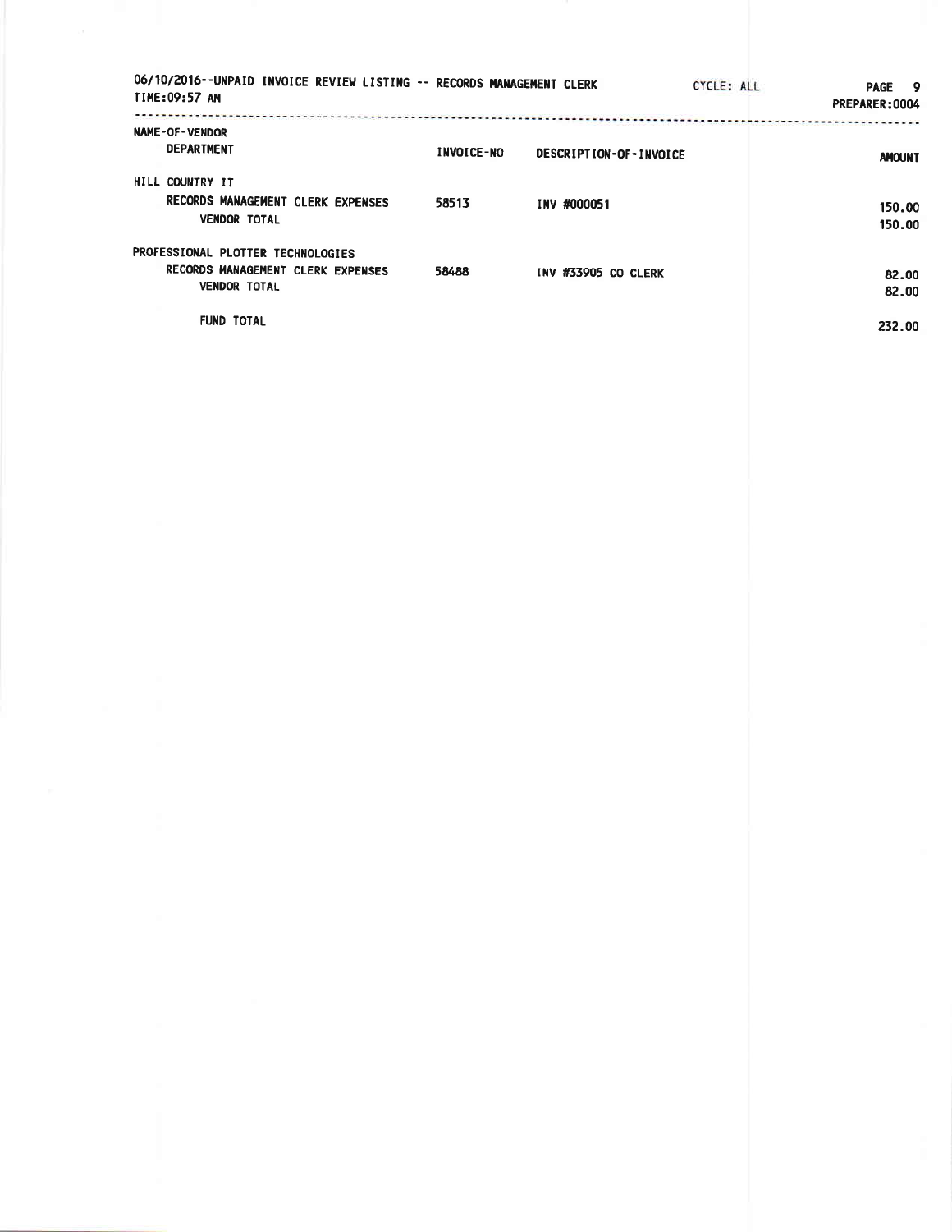06/10/2016--UNPAID INVOICE REVIEW LISTING -- RECORDS MANAGEMENT CLERK    CYCLE: ALL    PREPARER:0004

TIME:09:57 AM

| NAME-OF-VENDOR / DEPARTMENT | INVOICE-NO | DESCRIPTION-OF-INVOICE | AMOUNT |
|---|---|---|---|
| HILL COUNTRY IT | | | |
| RECORDS MANAGEMENT CLERK EXPENSES | 58513 | INV #000051 | 150.00 |
| VENDOR TOTAL | | | 150.00 |
| PROFESSIONAL PLOTTER TECHNOLOGIES | | | |
| RECORDS MANAGEMENT CLERK EXPENSES | 58488 | INV #33905 CO CLERK | 82.00 |
| VENDOR TOTAL | | | 82.00 |
| FUND TOTAL | | | 232.00 |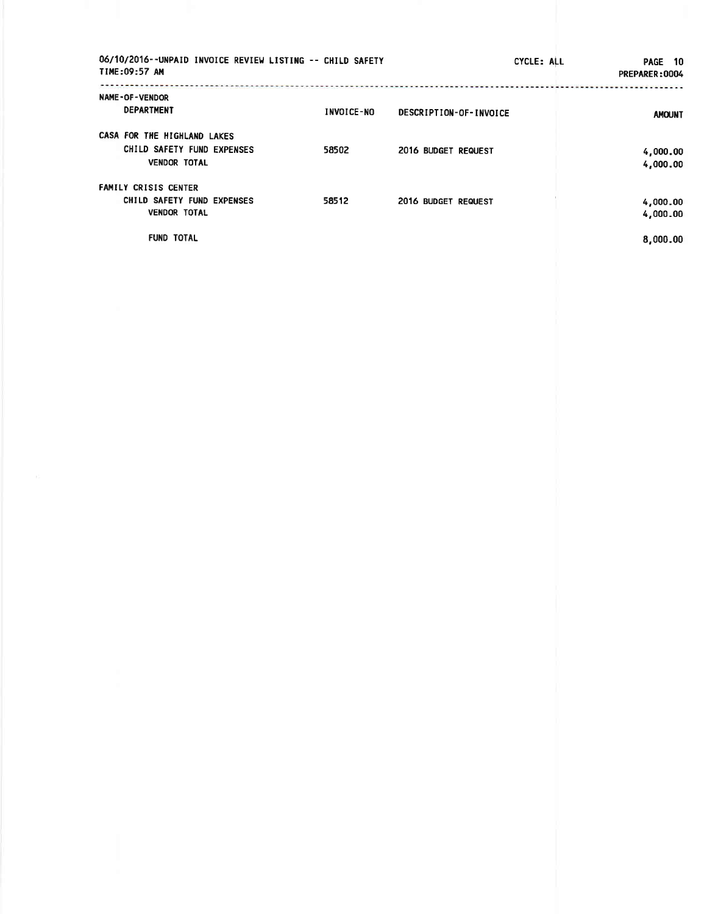06/10/2016--UNPAID INVOICE REVIEW LISTING -- CHILD SAFETY
TIME:09:57 AM

CYCLE: ALL

PREPARER:0004

| NAME-OF-VENDOR / DEPARTMENT | INVOICE-NO | DESCRIPTION-OF-INVOICE | AMOUNT |
|---|---|---|---|
| CASA FOR THE HIGHLAND LAKES | | | |
| CHILD SAFETY FUND EXPENSES | 58502 | 2016 BUDGET REQUEST | 4,000.00 |
| VENDOR TOTAL | | | 4,000.00 |
| FAMILY CRISIS CENTER | | | |
| CHILD SAFETY FUND EXPENSES | 58512 | 2016 BUDGET REQUEST | 4,000.00 |
| VENDOR TOTAL | | | 4,000.00 |
| FUND TOTAL | | | 8,000.00 |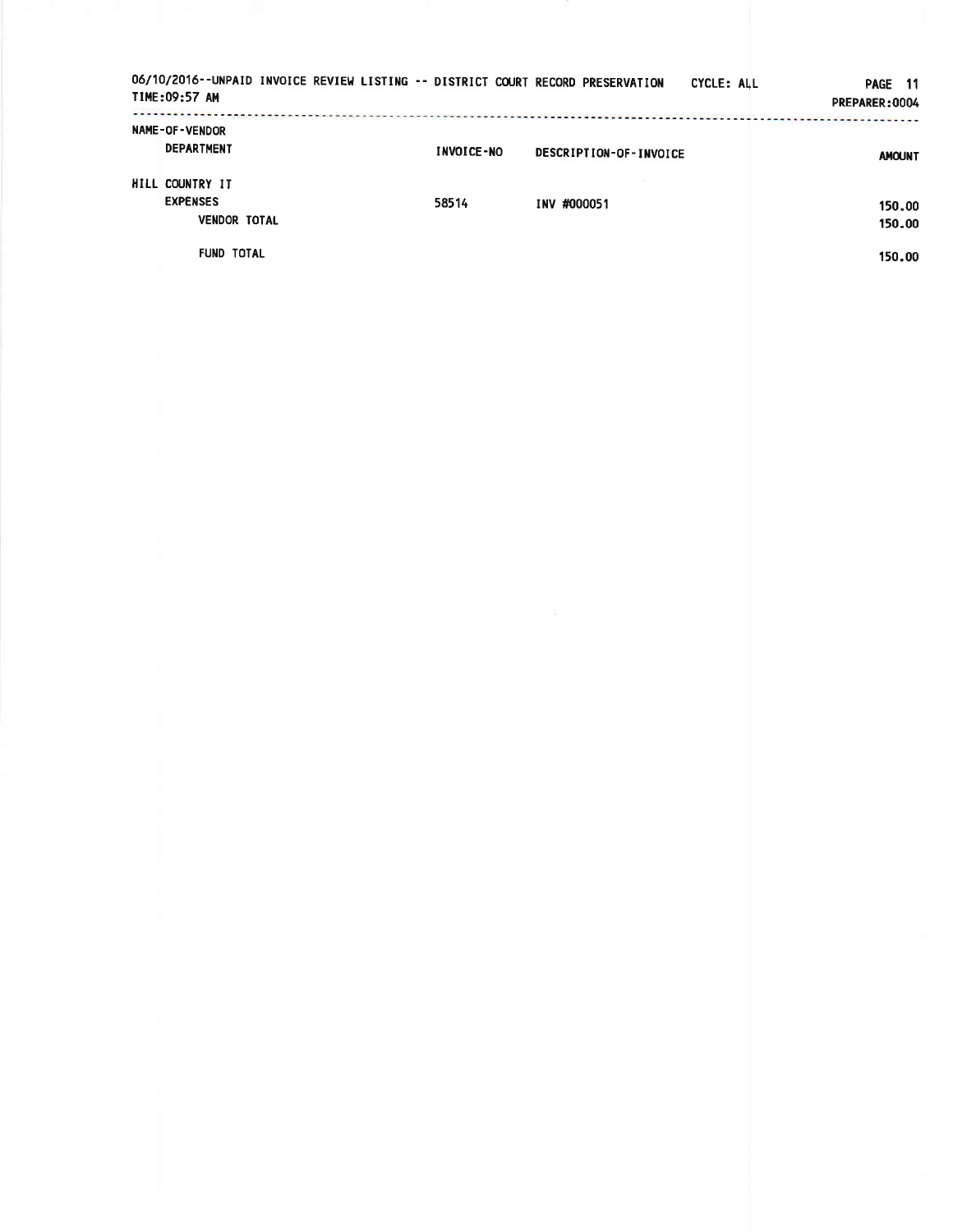06/10/2016--UNPAID INVOICE REVIEW LISTING -- DISTRICT COURT RECORD PRESERVATION CYCLE: ALL

TIME:09:57 AM PREPARER:0004

| NAME-OF-VENDOR / DEPARTMENT | INVOICE-NO | DESCRIPTION-OF-INVOICE | AMOUNT |
|---|---|---|---|
| HILL COUNTRY IT | | | |
| EXPENSES | 58514 | INV #000051 | 150.00 |
| VENDOR TOTAL | | | 150.00 |
| FUND TOTAL | | | 150.00 |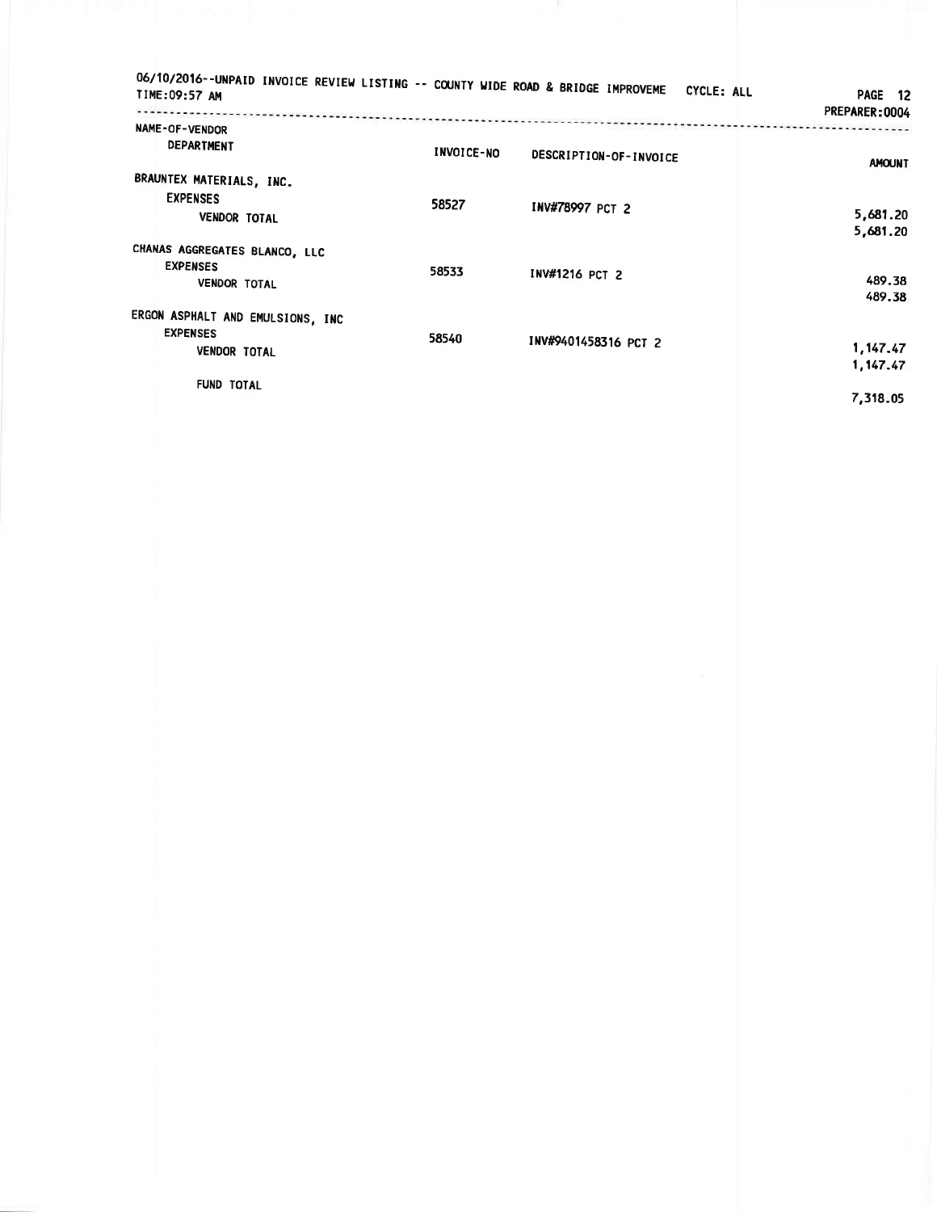06/10/2016--UNPAID INVOICE REVIEW LISTING -- COUNTY WIDE ROAD & BRIDGE IMPROVEME CYCLE: ALL
TIME:09:57 AM

PAGE 12
PREPARER:0004

| NAME-OF-VENDOR / DEPARTMENT | INVOICE-NO | DESCRIPTION-OF-INVOICE | AMOUNT |
|---|---|---|---|
| BRAUNTEX MATERIALS, INC. | | | |
| EXPENSES | 58527 | INV#78997 PCT 2 | 5,681.20 |
| VENDOR TOTAL | | | 5,681.20 |
| CHANAS AGGREGATES BLANCO, LLC | | | |
| EXPENSES | 58533 | INV#1216 PCT 2 | 489.38 |
| VENDOR TOTAL | | | 489.38 |
| ERGON ASPHALT AND EMULSIONS, INC | | | |
| EXPENSES | 58540 | INV#9401458316 PCT 2 | 1,147.47 |
| VENDOR TOTAL | | | 1,147.47 |
| FUND TOTAL | | | 7,318.05 |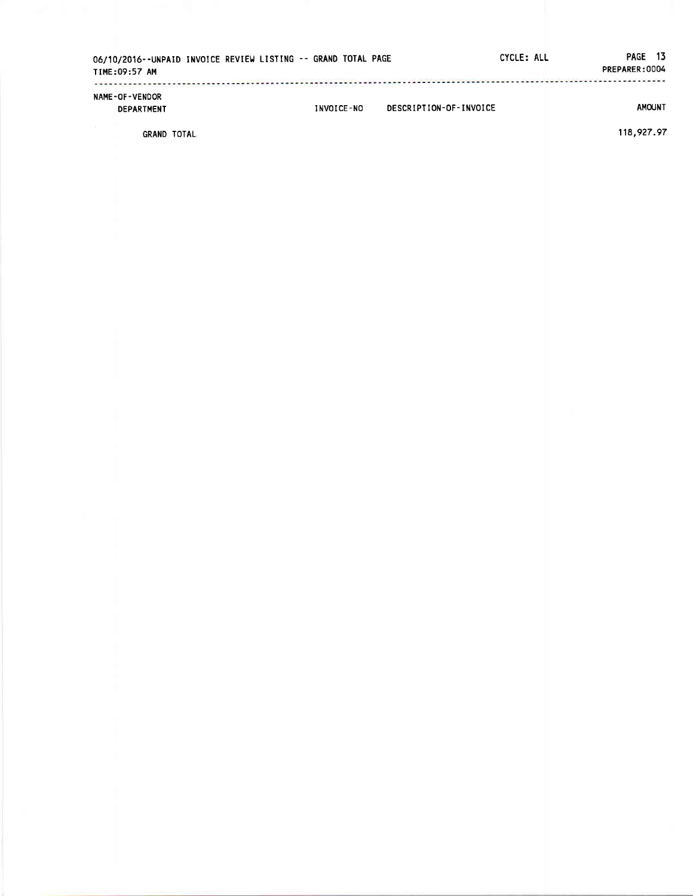06/10/2016--UNPAID INVOICE REVIEW LISTING -- GRAND TOTAL PAGE CYCLE: ALL PAGE 13
TIME:09:57 AM PREPARER:0004

| NAME-OF-VENDOR DEPARTMENT | INVOICE-NO | DESCRIPTION-OF-INVOICE | AMOUNT |
|---|---|---|---|
| GRAND TOTAL | | | 118,927.97 |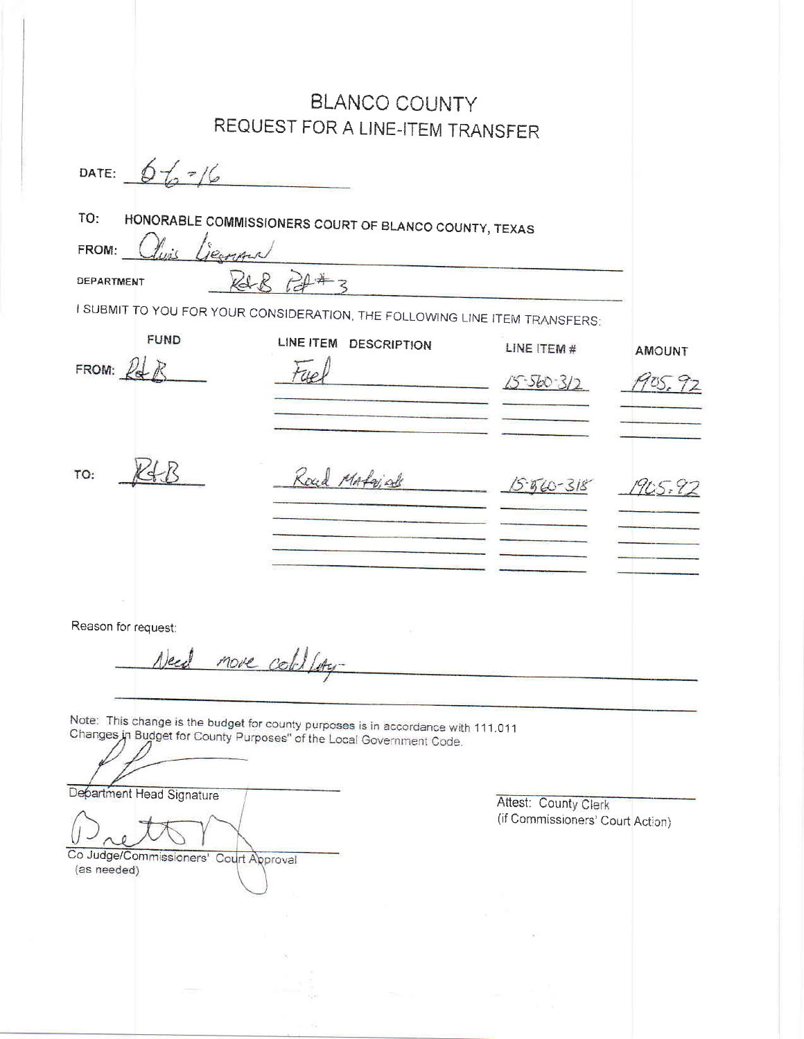# BLANCO COUNTY

## REQUEST FOR A LINE-ITEM TRANSFER

DATE: 6-6-16

TO: HONORABLE COMMISSIONERS COURT OF BLANCO COUNTY, TEXAS

FROM: Chris Liesmann

DEPARTMENT: R&B Pct #3

I SUBMIT TO YOU FOR YOUR CONSIDERATION, THE FOLLOWING LINE ITEM TRANSFERS:

| | FUND | LINE ITEM DESCRIPTION | LINE ITEM # | AMOUNT |
|---|---|---|---|---|
| FROM: | R&B | Fuel | 15-560-312 | 1905.92 |
| TO: | R&B | Road Materials | 15-560-318 | 1905.92 |

Reason for request:

Need more caliche.

Note: This change is the budget for county purposes is in accordance with 111.011 Changes in Budget for County Purposes" of the Local Government Code.

Department Head Signature

Co Judge/Commissioners' Court Approval (as needed)

Attest: County Clerk (if Commissioners' Court Action)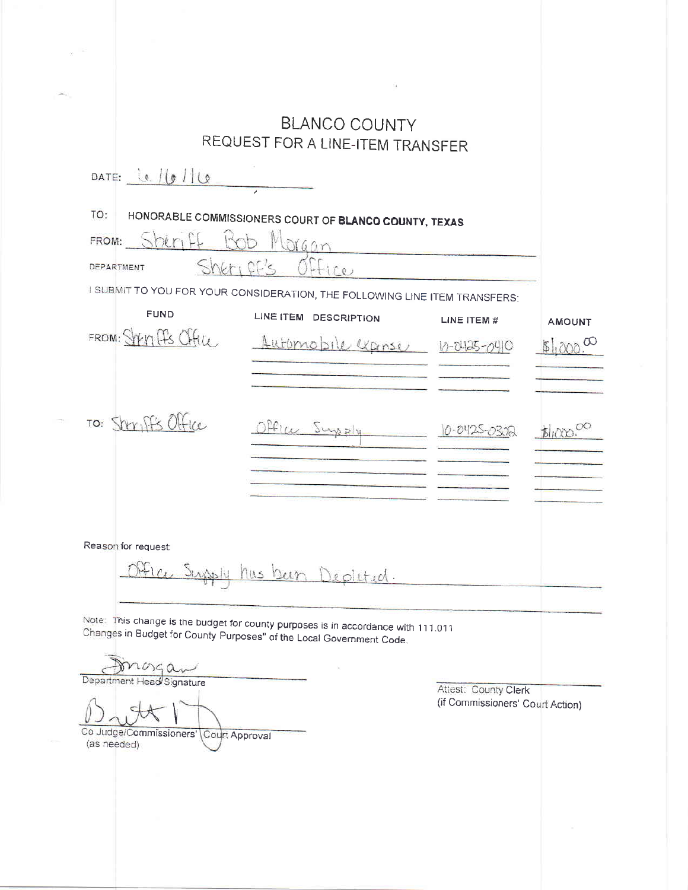# BLANCO COUNTY

## REQUEST FOR A LINE-ITEM TRANSFER

DATE: 6/16/16

TO: HONORABLE COMMISSIONERS COURT OF **BLANCO COUNTY, TEXAS**

FROM: Sheriff Bob Morgan

DEPARTMENT: Sheriff's Office

I SUBMIT TO YOU FOR YOUR CONSIDERATION, THE FOLLOWING LINE ITEM TRANSFERS:

| FUND | LINE ITEM DESCRIPTION | LINE ITEM # | AMOUNT |
|---|---|---|---|
| FROM: Sheriffs Office | Automobile expense | 10-0425-0410 | $1,000.00 |
| TO: Sheriffs Office | Office Supply | 10-0425-0302 | $1,000.00 |

Reason for request:

Office Supply has been Depleted.

Note: This change is the budget for county purposes is in accordance with 111.011 Changes in Budget for County Purposes" of the Local Government Code.

Morgan
Department Head Signature

Co Judge/Commissioners' Court Approval (as needed)

Attest: County Clerk (if Commissioners' Court Action)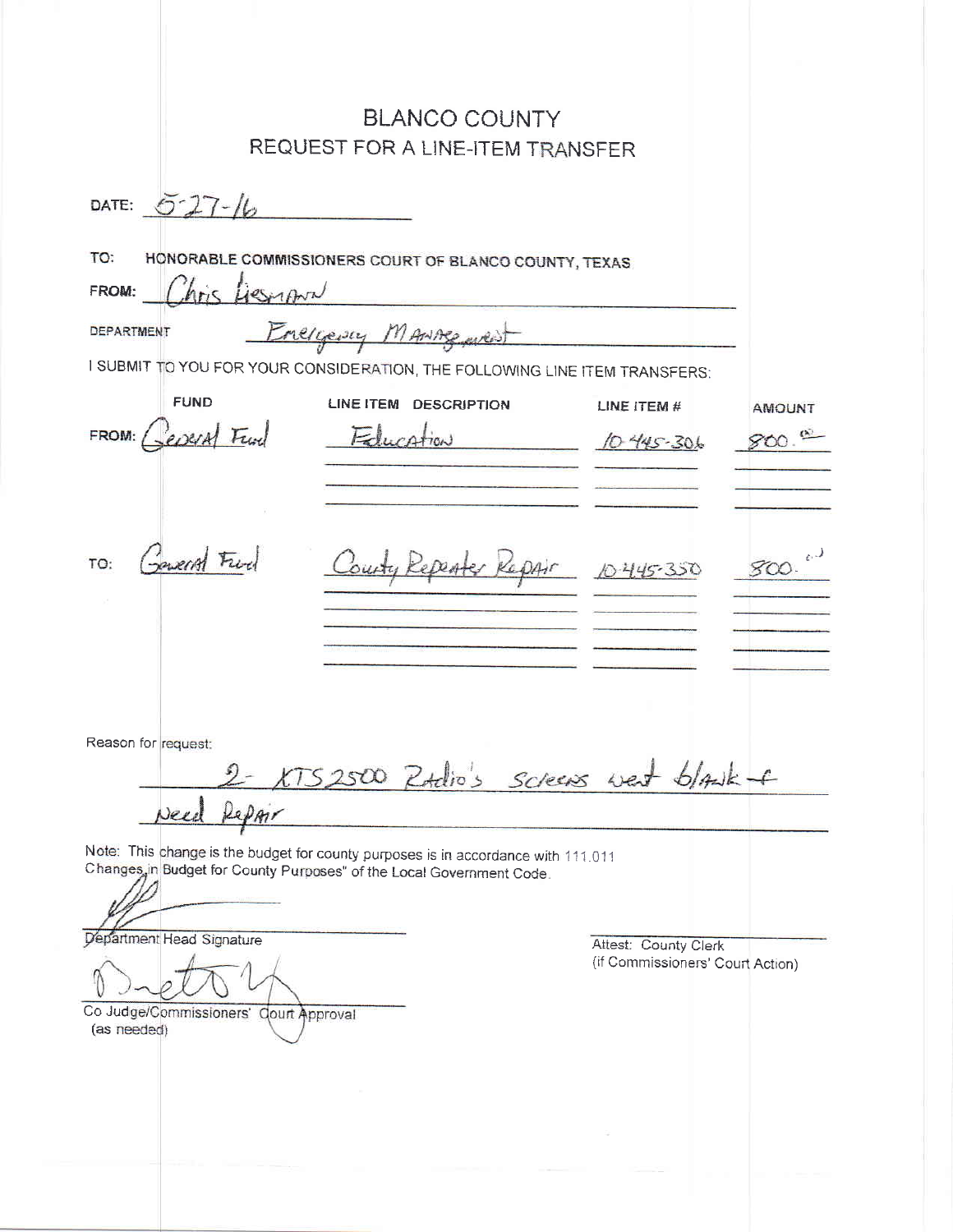# BLANCO COUNTY
## REQUEST FOR A LINE-ITEM TRANSFER

DATE: 5-27-16

TO: HONORABLE COMMISSIONERS COURT OF BLANCO COUNTY, TEXAS

FROM: Chris Liesmann

DEPARTMENT: Emergency Management

I SUBMIT TO YOU FOR YOUR CONSIDERATION, THE FOLLOWING LINE ITEM TRANSFERS:

| | FUND | LINE ITEM DESCRIPTION | LINE ITEM # | AMOUNT |
|---|---|---|---|---|
| FROM: | General Fund | Education | 10-445-306 | 800.00 |
| TO: | General Fund | County Repeater Repair | 10-445-350 | 800.00 |

Reason for request:

2- XTS2500 Radio's screens went blank + need repair

Note: This change is the budget for county purposes is in accordance with 111.011 Changes in Budget for County Purposes" of the Local Government Code.

Department Head Signature

Attest: County Clerk
(if Commissioners' Court Action)

Co Judge/Commissioners' Court Approval
(as needed)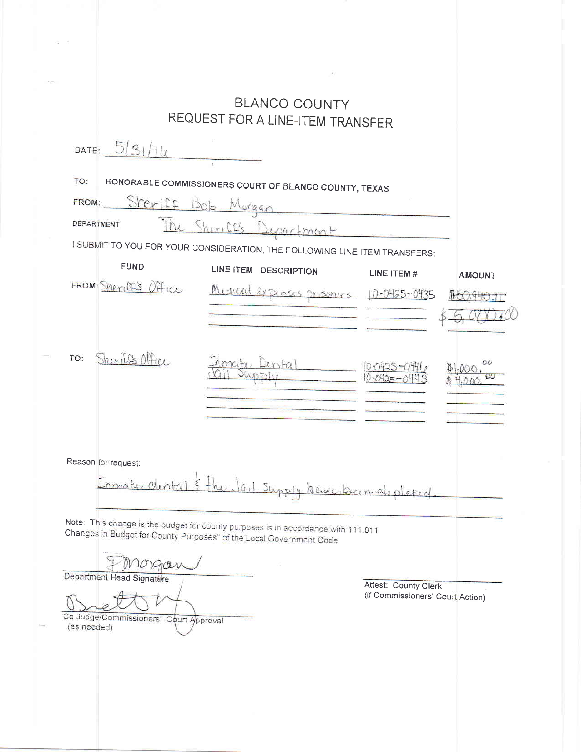# BLANCO COUNTY
## REQUEST FOR A LINE-ITEM TRANSFER

DATE: 5/31/16

TO: HONORABLE COMMISSIONERS COURT OF BLANCO COUNTY, TEXAS

FROM: Sheriff Bob Morgan

DEPARTMENT: The Sheriff's Department

I SUBMIT TO YOU FOR YOUR CONSIDERATION, THE FOLLOWING LINE ITEM TRANSFERS:

| | FUND | LINE ITEM DESCRIPTION | LINE ITEM # | AMOUNT |
|---|---|---|---|---|
| FROM: | Sheriff's Office | Medical expenses prisoners | 10-0425-0435 | ~~$50,940.11~~ $5,000.00 |
| TO: | Sheriff's Office | Inmate Dental | 10-0425-0416 | $1,000.00 |
| | | Jail Supply | 10-0425-0443 | $4,000.00 |

Reason for request:

Inmate dental & the Jail Supply have been depleted.

Note: This change is the budget for county purposes is in accordance with 111.011 Changes in Budget for County Purposes" of the Local Government Code.

Morgan
Department Head Signature

Attest: County Clerk
(if Commissioners' Court Action)

[Signature]
Co Judge/Commissioners' Court Approval
(as needed)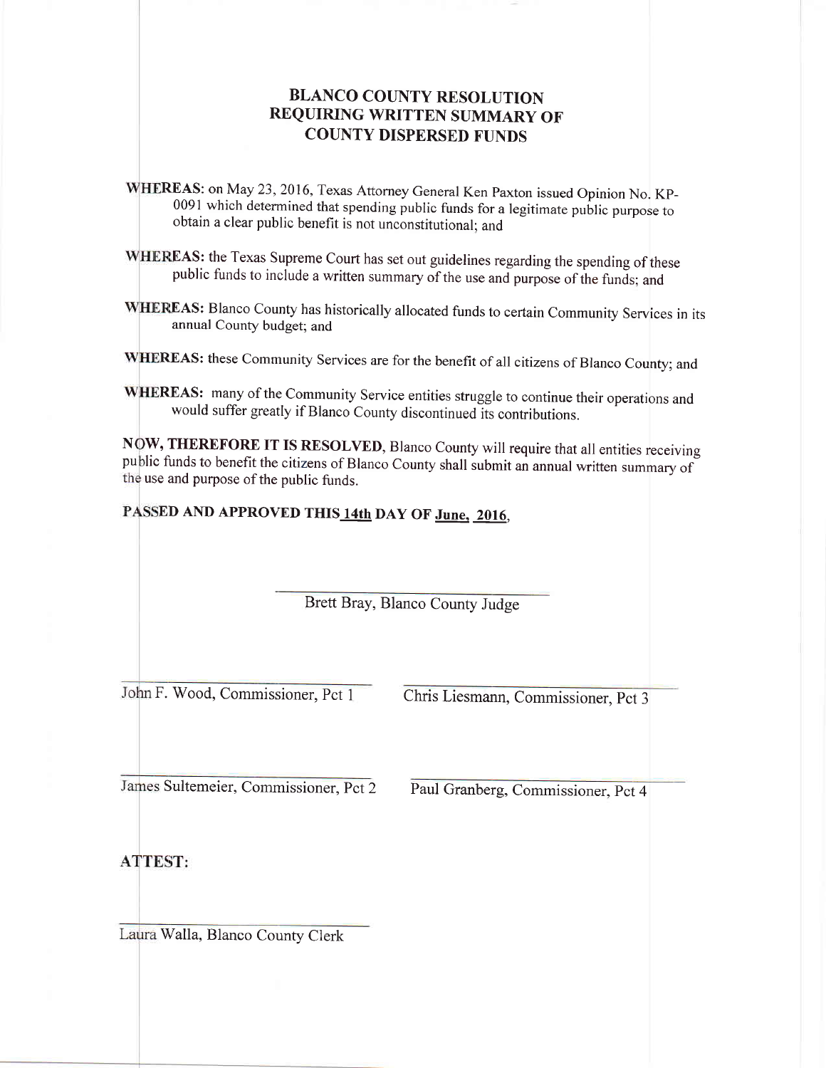# BLANCO COUNTY RESOLUTION REQUIRING WRITTEN SUMMARY OF COUNTY DISPERSED FUNDS

**WHEREAS:** on May 23, 2016, Texas Attorney General Ken Paxton issued Opinion No. KP-0091 which determined that spending public funds for a legitimate public purpose to obtain a clear public benefit is not unconstitutional; and

**WHEREAS:** the Texas Supreme Court has set out guidelines regarding the spending of these public funds to include a written summary of the use and purpose of the funds; and

**WHEREAS:** Blanco County has historically allocated funds to certain Community Services in its annual County budget; and

**WHEREAS:** these Community Services are for the benefit of all citizens of Blanco County; and

**WHEREAS:** many of the Community Service entities struggle to continue their operations and would suffer greatly if Blanco County discontinued its contributions.

**NOW, THEREFORE IT IS RESOLVED**, Blanco County will require that all entities receiving public funds to benefit the citizens of Blanco County shall submit an annual written summary of the use and purpose of the public funds.

**PASSED AND APPROVED THIS <u>14th</u> DAY OF <u>June, 2016</u>,**

Brett Bray, Blanco County Judge

John F. Wood, Commissioner, Pct 1

Chris Liesmann, Commissioner, Pct 3

James Sultemeier, Commissioner, Pct 2

Paul Granberg, Commissioner, Pct 4

**ATTEST:**

Laura Walla, Blanco County Clerk